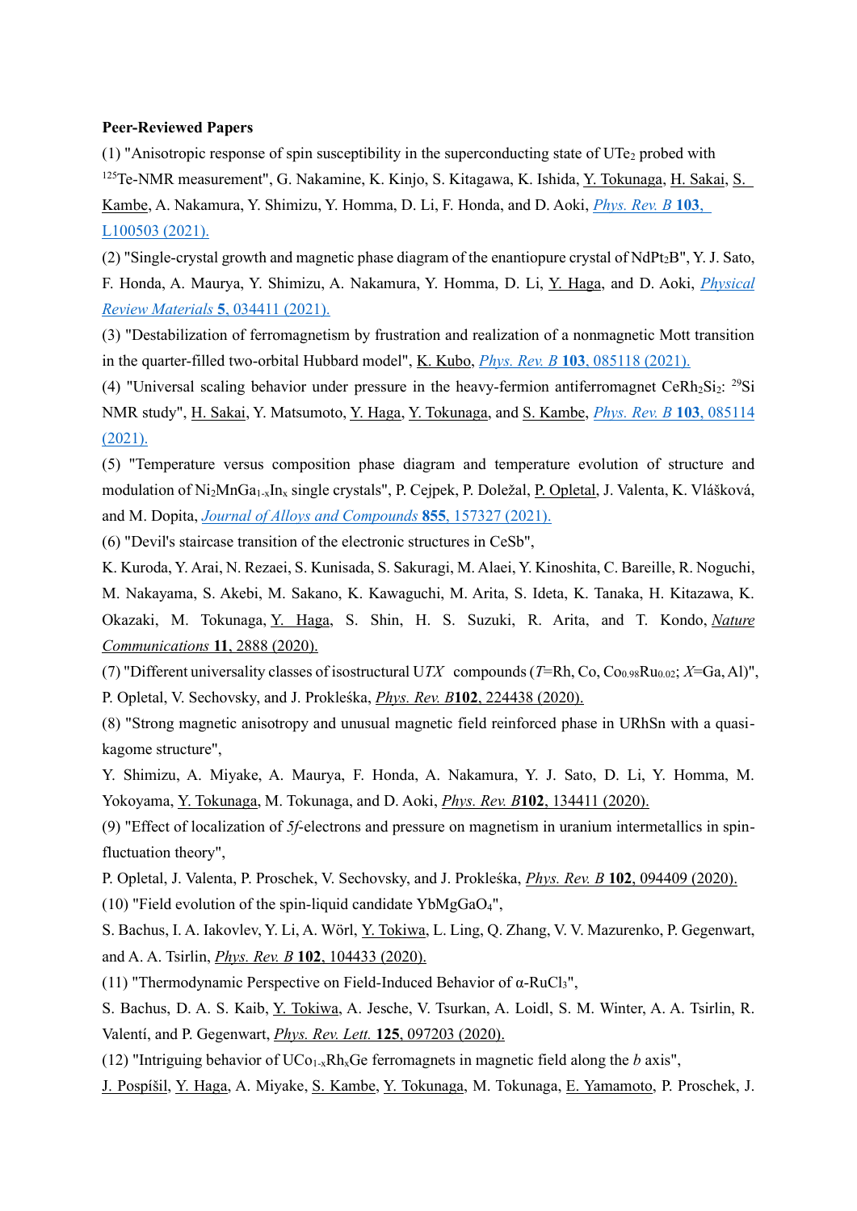**Peer-Reviewed Papers**

(1) "Anisotropic response of spin susceptibility in the superconducting state of $UTe_2$ probed with $^{125}$Te-NMR measurement", G. Nakamine, K. Kinjo, S. Kitagawa, K. Ishida, Y. Tokunaga, H. Sakai, S. Kambe, A. Nakamura, Y. Shimizu, Y. Homma, D. Li, F. Honda, and D. Aoki, *Phys. Rev. B* **103**, L100503 (2021).

(2) "Single-crystal growth and magnetic phase diagram of the enantiopure crystal of $NdPt_2B$", Y. J. Sato, F. Honda, A. Maurya, Y. Shimizu, A. Nakamura, Y. Homma, D. Li, Y. Haga, and D. Aoki, *Physical Review Materials* **5**, 034411 (2021).

(3) "Destabilization of ferromagnetism by frustration and realization of a nonmagnetic Mott transition in the quarter-filled two-orbital Hubbard model", K. Kubo, *Phys. Rev. B* **103**, 085118 (2021).

(4) "Universal scaling behavior under pressure in the heavy-fermion antiferromagnet $CeRh_2Si_2$: $^{29}$Si NMR study", H. Sakai, Y. Matsumoto, Y. Haga, Y. Tokunaga, and S. Kambe, *Phys. Rev. B* **103**, 085114 (2021).

(5) "Temperature versus composition phase diagram and temperature evolution of structure and modulation of $Ni_2MnGa_{1-x}In_x$ single crystals", P. Cejpek, P. Doležal, P. Opletal, J. Valenta, K. Vlášková, and M. Dopita, *Journal of Alloys and Compounds* **855**, 157327 (2021).

(6) "Devil's staircase transition of the electronic structures in CeSb",
K. Kuroda, Y. Arai, N. Rezaei, S. Kunisada, S. Sakuragi, M. Alaei, Y. Kinoshita, C. Bareille, R. Noguchi, M. Nakayama, S. Akebi, M. Sakano, K. Kawaguchi, M. Arita, S. Ideta, K. Tanaka, H. Kitazawa, K. Okazaki, M. Tokunaga, Y. Haga, S. Shin, H. S. Suzuki, R. Arita, and T. Kondo, *Nature Communications* **11**, 2888 (2020).

(7) "Different universality classes of isostructural U*TX* compounds (*T*=Rh, Co, $Co_{0.98}Ru_{0.02}$; *X*=Ga, Al)", P. Opletal, V. Sechovsky, and J. Prokleška, *Phys. Rev. B* **102**, 224438 (2020).

(8) "Strong magnetic anisotropy and unusual magnetic field reinforced phase in URhSn with a quasi-kagome structure",
Y. Shimizu, A. Miyake, A. Maurya, F. Honda, A. Nakamura, Y. J. Sato, D. Li, Y. Homma, M. Yokoyama, Y. Tokunaga, M. Tokunaga, and D. Aoki, *Phys. Rev. B* **102**, 134411 (2020).

(9) "Effect of localization of *5f*-electrons and pressure on magnetism in uranium intermetallics in spin-fluctuation theory",
P. Opletal, J. Valenta, P. Proschek, V. Sechovsky, and J. Prokleška, *Phys. Rev. B* **102**, 094409 (2020).

(10) "Field evolution of the spin-liquid candidate $YbMgGaO_4$",
S. Bachus, I. A. Iakovlev, Y. Li, A. Wörl, Y. Tokiwa, L. Ling, Q. Zhang, V. V. Mazurenko, P. Gegenwart, and A. A. Tsirlin, *Phys. Rev. B* **102**, 104433 (2020).

(11) "Thermodynamic Perspective on Field-Induced Behavior of α-$RuCl_3$",
S. Bachus, D. A. S. Kaib, Y. Tokiwa, A. Jesche, V. Tsurkan, A. Loidl, S. M. Winter, A. A. Tsirlin, R. Valentí, and P. Gegenwart, *Phys. Rev. Lett.* **125**, 097203 (2020).

(12) "Intriguing behavior of $UCo_{1-x}Rh_xGe$ ferromagnets in magnetic field along the *b* axis",
J. Pospíšil, Y. Haga, A. Miyake, S. Kambe, Y. Tokunaga, M. Tokunaga, E. Yamamoto, P. Proschek, J.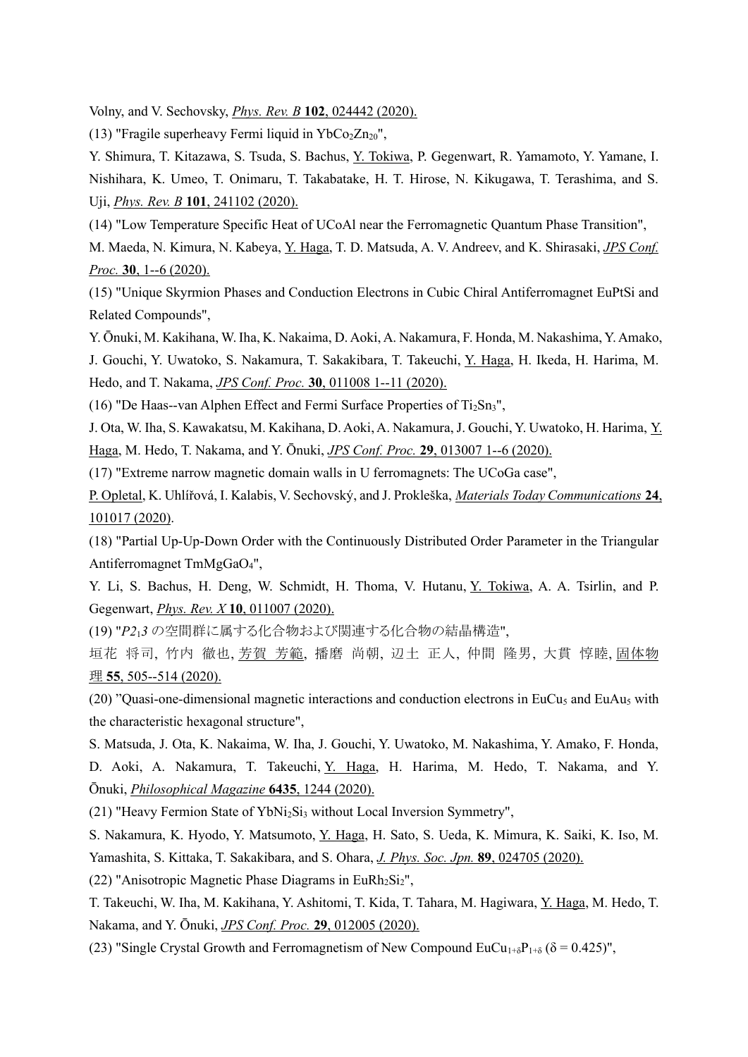Volny, and V. Sechovsky, *Phys. Rev. B* **102**, 024442 (2020).

(13) "Fragile superheavy Fermi liquid in $YbCo_2Zn_{20}$",

Y. Shimura, T. Kitazawa, S. Tsuda, S. Bachus, Y. Tokiwa, P. Gegenwart, R. Yamamoto, Y. Yamane, I. Nishihara, K. Umeo, T. Onimaru, T. Takabatake, H. T. Hirose, N. Kikugawa, T. Terashima, and S. Uji, *Phys. Rev. B* **101**, 241102 (2020).

(14) "Low Temperature Specific Heat of UCoAl near the Ferromagnetic Quantum Phase Transition",

M. Maeda, N. Kimura, N. Kabeya, Y. Haga, T. D. Matsuda, A. V. Andreev, and K. Shirasaki, *JPS Conf. Proc.* **30**, 1--6 (2020).

(15) "Unique Skyrmion Phases and Conduction Electrons in Cubic Chiral Antiferromagnet EuPtSi and Related Compounds",

Y. Ōnuki, M. Kakihana, W. Iha, K. Nakaima, D. Aoki, A. Nakamura, F. Honda, M. Nakashima, Y. Amako, J. Gouchi, Y. Uwatoko, S. Nakamura, T. Sakakibara, T. Takeuchi, Y. Haga, H. Ikeda, H. Harima, M. Hedo, and T. Nakama, *JPS Conf. Proc.* **30**, 011008 1--11 (2020).

(16) "De Haas--van Alphen Effect and Fermi Surface Properties of $Ti_2Sn_3$",

J. Ota, W. Iha, S. Kawakatsu, M. Kakihana, D. Aoki, A. Nakamura, J. Gouchi, Y. Uwatoko, H. Harima, Y. Haga, M. Hedo, T. Nakama, and Y. Ōnuki, *JPS Conf. Proc.* **29**, 013007 1--6 (2020).

(17) "Extreme narrow magnetic domain walls in U ferromagnets: The UCoGa case",

P. Opletal, K. Uhlířová, I. Kalabis, V. Sechovský, and J. Prokleška, *Materials Today Communications* **24**, 101017 (2020).

(18) "Partial Up-Up-Down Order with the Continuously Distributed Order Parameter in the Triangular Antiferromagnet $TmMgGaO_4$",

Y. Li, S. Bachus, H. Deng, W. Schmidt, H. Thoma, V. Hutanu, Y. Tokiwa, A. A. Tsirlin, and P. Gegenwart, *Phys. Rev. X* **10**, 011007 (2020).

(19) "*$P2_13$* の空間群に属する化合物および関連する化合物の結晶構造",

垣花 将司, 竹内 徹也, 芳賀 芳範, 播磨 尚朝, 辺土 正人, 仲間 隆男, 大貫 惇睦, 固体物理 **55**, 505--514 (2020).

(20) "Quasi-one-dimensional magnetic interactions and conduction electrons in $EuCu_5$ and $EuAu_5$ with the characteristic hexagonal structure",

S. Matsuda, J. Ota, K. Nakaima, W. Iha, J. Gouchi, Y. Uwatoko, M. Nakashima, Y. Amako, F. Honda, D. Aoki, A. Nakamura, T. Takeuchi, Y. Haga, H. Harima, M. Hedo, T. Nakama, and Y. Ōnuki, *Philosophical Magazine* **6435**, 1244 (2020).

(21) "Heavy Fermion State of $YbNi_2Si_3$ without Local Inversion Symmetry",

S. Nakamura, K. Hyodo, Y. Matsumoto, Y. Haga, H. Sato, S. Ueda, K. Mimura, K. Saiki, K. Iso, M. Yamashita, S. Kittaka, T. Sakakibara, and S. Ohara, *J. Phys. Soc. Jpn.* **89**, 024705 (2020).

(22) "Anisotropic Magnetic Phase Diagrams in $EuRh_2Si_2$",

T. Takeuchi, W. Iha, M. Kakihana, Y. Ashitomi, T. Kida, T. Tahara, M. Hagiwara, Y. Haga, M. Hedo, T. Nakama, and Y. Ōnuki, *JPS Conf. Proc.* **29**, 012005 (2020).

(23) "Single Crystal Growth and Ferromagnetism of New Compound $EuCu_{1+\delta}P_{1+\delta}$ ($\delta = 0.425$)",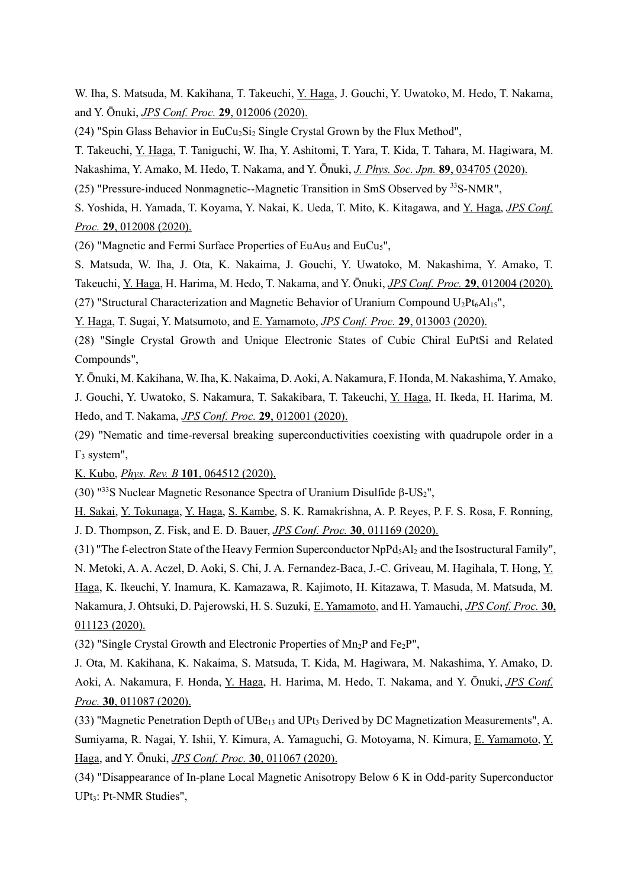W. Iha, S. Matsuda, M. Kakihana, T. Takeuchi, Y. Haga, J. Gouchi, Y. Uwatoko, M. Hedo, T. Nakama, and Y. Ōnuki, *JPS Conf. Proc.* **29**, 012006 (2020).

(24) "Spin Glass Behavior in $EuCu_2Si_2$ Single Crystal Grown by the Flux Method",

T. Takeuchi, Y. Haga, T. Taniguchi, W. Iha, Y. Ashitomi, T. Yara, T. Kida, T. Tahara, M. Hagiwara, M. Nakashima, Y. Amako, M. Hedo, T. Nakama, and Y. Ōnuki, *J. Phys. Soc. Jpn.* **89**, 034705 (2020).

(25) "Pressure-induced Nonmagnetic--Magnetic Transition in SmS Observed by $^{33}$S-NMR",

S. Yoshida, H. Yamada, T. Koyama, Y. Nakai, K. Ueda, T. Mito, K. Kitagawa, and Y. Haga, *JPS Conf. Proc.* **29**, 012008 (2020).

(26) "Magnetic and Fermi Surface Properties of $EuAu_5$ and $EuCu_5$",

S. Matsuda, W. Iha, J. Ota, K. Nakaima, J. Gouchi, Y. Uwatoko, M. Nakashima, Y. Amako, T. Takeuchi, Y. Haga, H. Harima, M. Hedo, T. Nakama, and Y. Ōnuki, *JPS Conf. Proc.* **29**, 012004 (2020).

(27) "Structural Characterization and Magnetic Behavior of Uranium Compound $U_2Pt_6Al_{15}$",

Y. Haga, T. Sugai, Y. Matsumoto, and E. Yamamoto, *JPS Conf. Proc.* **29**, 013003 (2020).

(28) "Single Crystal Growth and Unique Electronic States of Cubic Chiral EuPtSi and Related Compounds",

Y. Ōnuki, M. Kakihana, W. Iha, K. Nakaima, D. Aoki, A. Nakamura, F. Honda, M. Nakashima, Y. Amako, J. Gouchi, Y. Uwatoko, S. Nakamura, T. Sakakibara, T. Takeuchi, Y. Haga, H. Ikeda, H. Harima, M. Hedo, and T. Nakama, *JPS Conf. Proc.* **29**, 012001 (2020).

(29) "Nematic and time-reversal breaking superconductivities coexisting with quadrupole order in a $\Gamma_3$ system",

K. Kubo, *Phys. Rev. B* **101**, 064512 (2020).

(30) "$^{33}$S Nuclear Magnetic Resonance Spectra of Uranium Disulfide β-$US_2$",

H. Sakai, Y. Tokunaga, Y. Haga, S. Kambe, S. K. Ramakrishna, A. P. Reyes, P. F. S. Rosa, F. Ronning, J. D. Thompson, Z. Fisk, and E. D. Bauer, *JPS Conf. Proc.* **30**, 011169 (2020).

(31) "The f-electron State of the Heavy Fermion Superconductor $NpPd_5Al_2$ and the Isostructural Family",

N. Metoki, A. A. Aczel, D. Aoki, S. Chi, J. A. Fernandez-Baca, J.-C. Griveau, M. Hagihala, T. Hong, Y. Haga, K. Ikeuchi, Y. Inamura, K. Kamazawa, R. Kajimoto, H. Kitazawa, T. Masuda, M. Matsuda, M. Nakamura, J. Ohtsuki, D. Pajerowski, H. S. Suzuki, E. Yamamoto, and H. Yamauchi, *JPS Conf. Proc.* **30**, 011123 (2020).

(32) "Single Crystal Growth and Electronic Properties of $Mn_2P$ and $Fe_2P$",

J. Ota, M. Kakihana, K. Nakaima, S. Matsuda, T. Kida, M. Hagiwara, M. Nakashima, Y. Amako, D. Aoki, A. Nakamura, F. Honda, Y. Haga, H. Harima, M. Hedo, T. Nakama, and Y. Ōnuki, *JPS Conf. Proc.* **30**, 011087 (2020).

(33) "Magnetic Penetration Depth of $UBe_{13}$ and $UPt_3$ Derived by DC Magnetization Measurements", A. Sumiyama, R. Nagai, Y. Ishii, Y. Kimura, A. Yamaguchi, G. Motoyama, N. Kimura, E. Yamamoto, Y. Haga, and Y. Ōnuki, *JPS Conf. Proc.* **30**, 011067 (2020).

(34) "Disappearance of In-plane Local Magnetic Anisotropy Below 6 K in Odd-parity Superconductor $UPt_3$: Pt-NMR Studies",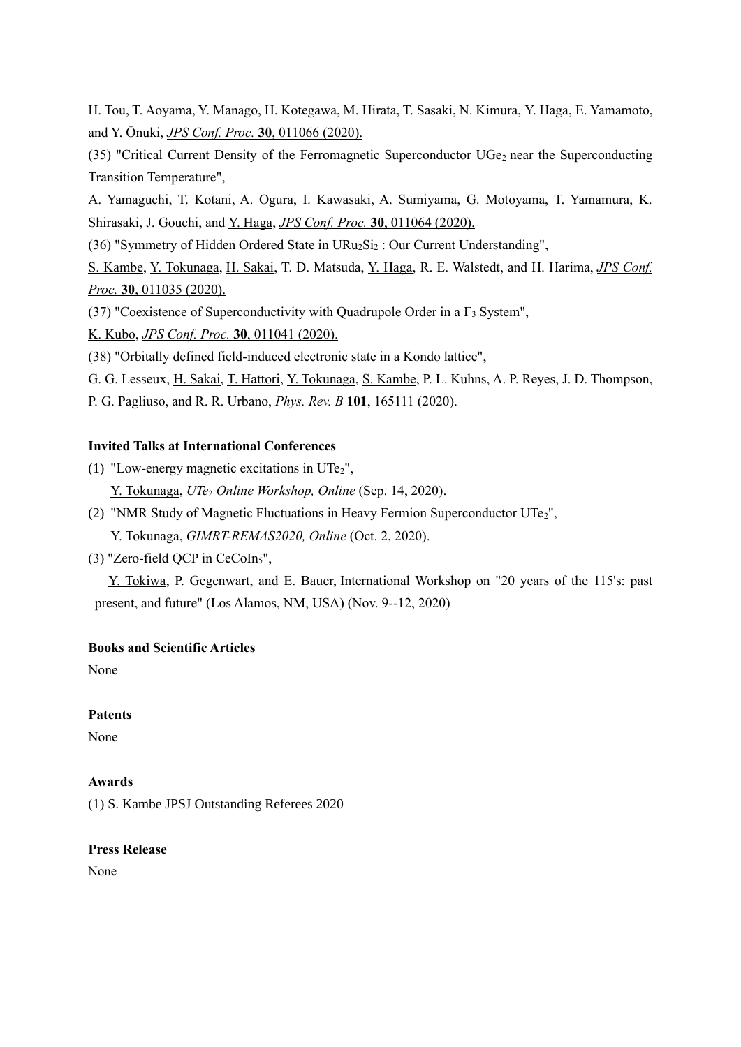H. Tou, T. Aoyama, Y. Manago, H. Kotegawa, M. Hirata, T. Sasaki, N. Kimura, Y. Haga, E. Yamamoto, and Y. Ōnuki, *JPS Conf. Proc.* **30**, 011066 (2020).

(35) "Critical Current Density of the Ferromagnetic Superconductor $UGe_2$ near the Superconducting Transition Temperature",

A. Yamaguchi, T. Kotani, A. Ogura, I. Kawasaki, A. Sumiyama, G. Motoyama, T. Yamamura, K. Shirasaki, J. Gouchi, and Y. Haga, *JPS Conf. Proc.* **30**, 011064 (2020).

(36) "Symmetry of Hidden Ordered State in $URu_2Si_2$ : Our Current Understanding",

S. Kambe, Y. Tokunaga, H. Sakai, T. D. Matsuda, Y. Haga, R. E. Walstedt, and H. Harima, *JPS Conf. Proc.* **30**, 011035 (2020).

(37) "Coexistence of Superconductivity with Quadrupole Order in a $\Gamma_3$ System",

K. Kubo, *JPS Conf. Proc.* **30**, 011041 (2020).

(38) "Orbitally defined field-induced electronic state in a Kondo lattice",

G. G. Lesseux, H. Sakai, T. Hattori, Y. Tokunaga, S. Kambe, P. L. Kuhns, A. P. Reyes, J. D. Thompson, P. G. Pagliuso, and R. R. Urbano, *Phys. Rev. B* **101**, 165111 (2020).

**Invited Talks at International Conferences**

(1) "Low-energy magnetic excitations in $UTe_2$",
Y. Tokunaga, *$UTe_2$ Online Workshop, Online* (Sep. 14, 2020).

(2) "NMR Study of Magnetic Fluctuations in Heavy Fermion Superconductor $UTe_2$",
Y. Tokunaga, *GIMRT-REMAS2020, Online* (Oct. 2, 2020).

(3) "Zero-field QCP in $CeCoIn_5$",
Y. Tokiwa, P. Gegenwart, and E. Bauer, International Workshop on "20 years of the 115's: past present, and future" (Los Alamos, NM, USA) (Nov. 9--12, 2020)

**Books and Scientific Articles**

None

**Patents**

None

**Awards**

(1) S. Kambe JPSJ Outstanding Referees 2020

**Press Release**

None